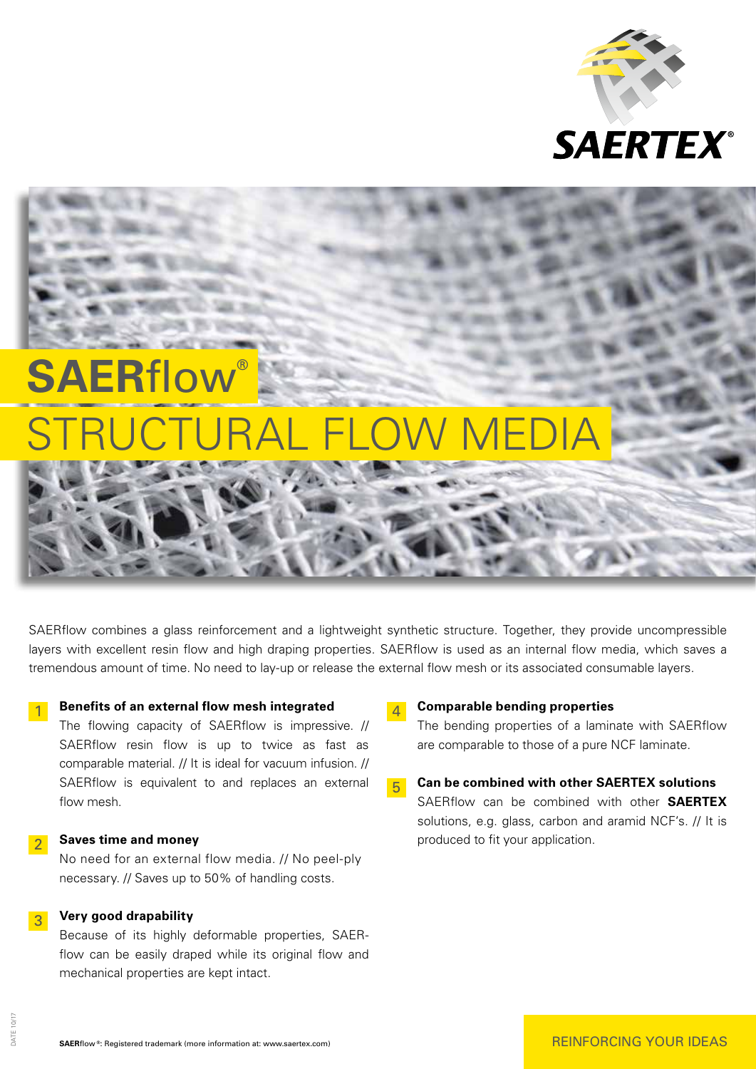# SAERflow®

# STRUCTURAL FLOW MEDIA

SAERflow combines a glass reinforcement and a lightweight synthetic structure. Together, they provide uncompressible layers with excellent resin flow and high draping properties. SAERflow is used as an internal flow media, which saves a tremendous amount of time. No need to lay-up or release the external flow mesh or its associated consumable layers.

### 1 Benefits of an external flow mesh integrated

The flowing capacity of SAERflow is impressive. // SAERflow resin flow is up to twice as fast as comparable material. // It is ideal for vacuum infusion. // SAERflow is equivalent to and replaces an external flow mesh.

### 2 Saves time and money

No need for an external flow media. // No peel-ply necessary. // Saves up to 50% of handling costs.

### 3 Very good drapability

Because of its highly deformable properties, SAERflow can be easily draped while its original flow and mechanical properties are kept intact.

### 4 Comparable bending properties

The bending properties of a laminate with SAERflow are comparable to those of a pure NCF laminate.

### 5 Can be combined with other SAERTEX solutions

SAERflow can be combined with other **SAERTEX** solutions, e.g. glass, carbon and aramid NCF's. // It is produced to fit your application.

**SAER**flow®: Registered trademark (more information at: www.saertex.com)

DATE 10/17

REINFORCING YOUR IDEAS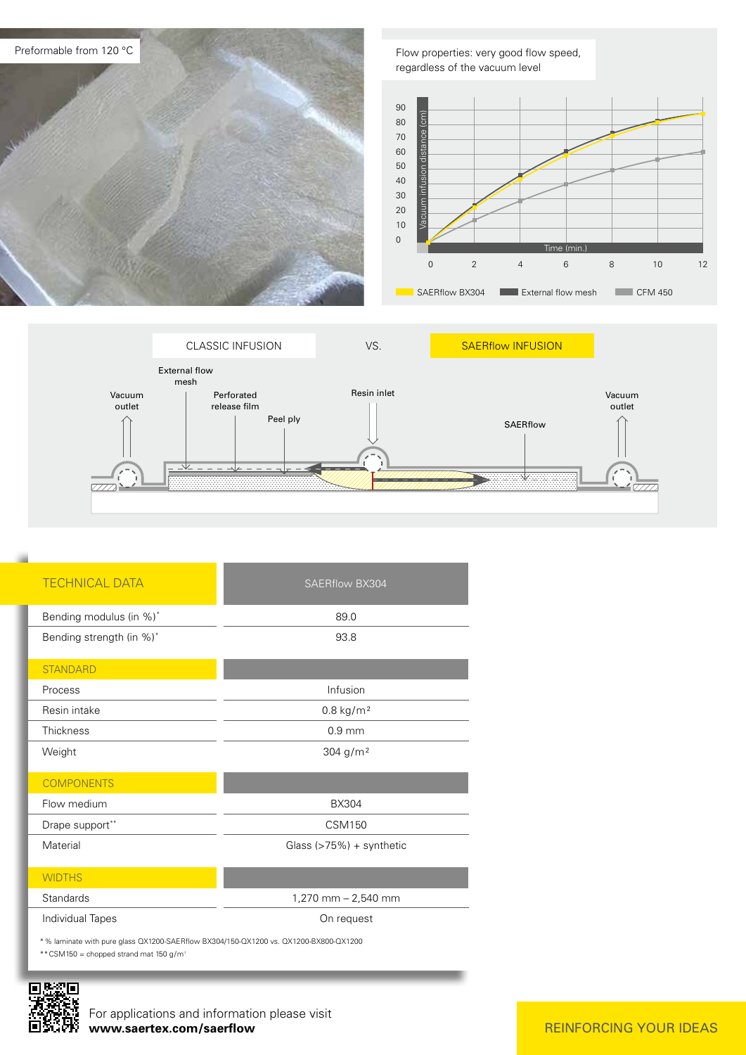Preformable from 120 °C

Flow properties: very good flow speed, regardless of the vacuum level

Vacuum infusion distance (cm)

90
80
70
60
50
40
30
20
10
0

Time (min.)

0 2 4 6 8 10 12

SAERflow BX304 External flow mesh CFM 450

CLASSIC INFUSION VS. SAERflow INFUSION

Vacuum outlet

External flow mesh

Perforated release film

Peel ply

Resin inlet

SAERflow

Vacuum outlet

| TECHNICAL DATA | SAERflow BX304 |
|---|---|
| Bending modulus (in %)* | 89.0 |
| Bending strength (in %)* | 93.8 |
| **STANDARD** | |
| Process | Infusion |
| Resin intake | 0.8 kg/m² |
| Thickness | 0.9 mm |
| Weight | 304 g/m² |
| **COMPONENTS** | |
| Flow medium | BX304 |
| Drape support** | CSM150 |
| Material | Glass (>75%) + synthetic |
| **WIDTHS** | |
| Standards | 1,270 mm – 2,540 mm |
| Individual Tapes | On request |

* % laminate with pure glass QX1200-SAERflow BX304/150-QX1200 vs. QX1200-BX800-QX1200

** CSM150 = chopped strand mat 150 g/m²

For applications and information please visit
**www.saertex.com/saerflow**

REINFORCING YOUR IDEAS